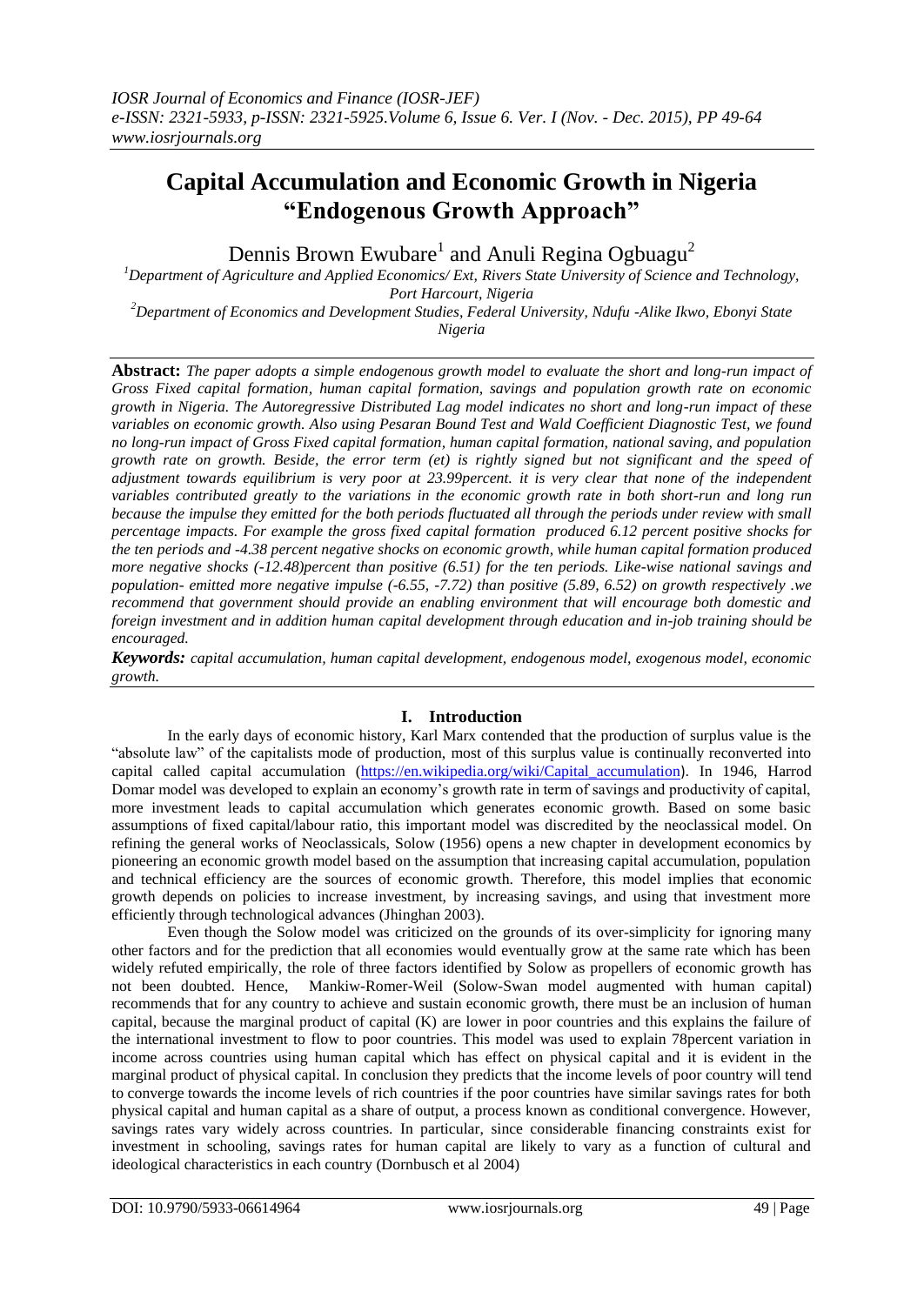# Capital Accumulation and Economic Growth in Nigeria "Endogenous Growth Approach"

Dennis Brown Ewubare[1] and Anuli Regina Ogbuagu[2]

[1]Department of Agriculture and Applied Economics/ Ext, Rivers State University of Science and Technology, Port Harcourt, Nigeria

[2]Department of Economics and Development Studies, Federal University, Ndufu -Alike Ikwo, Ebonyi State Nigeria

**Abstract:** *The paper adopts a simple endogenous growth model to evaluate the short and long-run impact of Gross Fixed capital formation, human capital formation, savings and population growth rate on economic growth in Nigeria. The Autoregressive Distributed Lag model indicates no short and long-run impact of these variables on economic growth. Also using Pesaran Bound Test and Wald Coefficient Diagnostic Test, we found no long-run impact of Gross Fixed capital formation, human capital formation, national saving, and population growth rate on growth. Beside, the error term (et) is rightly signed but not significant and the speed of adjustment towards equilibrium is very poor at 23.99percent. it is very clear that none of the independent variables contributed greatly to the variations in the economic growth rate in both short-run and long run because the impulse they emitted for the both periods fluctuated all through the periods under review with small percentage impacts. For example the gross fixed capital formation produced 6.12 percent positive shocks for the ten periods and -4.38 percent negative shocks on economic growth, while human capital formation produced more negative shocks (-12.48)percent than positive (6.51) for the ten periods. Like-wise national savings and population- emitted more negative impulse (-6.55, -7.72) than positive (5.89, 6.52) on growth respectively .we recommend that government should provide an enabling environment that will encourage both domestic and foreign investment and in addition human capital development through education and in-job training should be encouraged.*

***Keywords:*** *capital accumulation, human capital development, endogenous model, exogenous model, economic growth.*

## I. Introduction

In the early days of economic history, Karl Marx contended that the production of surplus value is the "absolute law" of the capitalists mode of production, most of this surplus value is continually reconverted into capital called capital accumulation (https://en.wikipedia.org/wiki/Capital_accumulation). In 1946, Harrod Domar model was developed to explain an economy's growth rate in term of savings and productivity of capital, more investment leads to capital accumulation which generates economic growth. Based on some basic assumptions of fixed capital/labour ratio, this important model was discredited by the neoclassical model. On refining the general works of Neoclassicals, Solow (1956) opens a new chapter in development economics by pioneering an economic growth model based on the assumption that increasing capital accumulation, population and technical efficiency are the sources of economic growth. Therefore, this model implies that economic growth depends on policies to increase investment, by increasing savings, and using that investment more efficiently through technological advances (Jhinghan 2003).

Even though the Solow model was criticized on the grounds of its over-simplicity for ignoring many other factors and for the prediction that all economies would eventually grow at the same rate which has been widely refuted empirically, the role of three factors identified by Solow as propellers of economic growth has not been doubted. Hence, Mankiw-Romer-Weil (Solow-Swan model augmented with human capital) recommends that for any country to achieve and sustain economic growth, there must be an inclusion of human capital, because the marginal product of capital (K) are lower in poor countries and this explains the failure of the international investment to flow to poor countries. This model was used to explain 78percent variation in income across countries using human capital which has effect on physical capital and it is evident in the marginal product of physical capital. In conclusion they predicts that the income levels of poor country will tend to converge towards the income levels of rich countries if the poor countries have similar savings rates for both physical capital and human capital as a share of output, a process known as conditional convergence. However, savings rates vary widely across countries. In particular, since considerable financing constraints exist for investment in schooling, savings rates for human capital are likely to vary as a function of cultural and ideological characteristics in each country (Dornbusch et al 2004)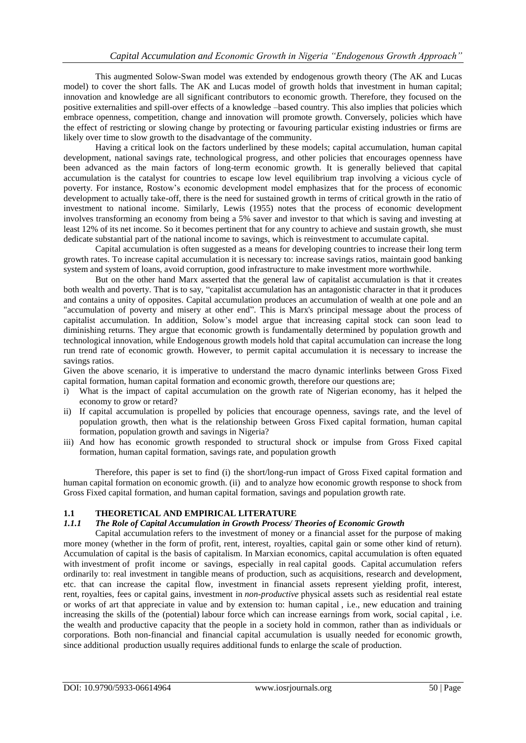This augmented Solow-Swan model was extended by endogenous growth theory (The AK and Lucas model) to cover the short falls. The AK and Lucas model of growth holds that investment in human capital; innovation and knowledge are all significant contributors to economic growth. Therefore, they focused on the positive externalities and spill-over effects of a knowledge –based country. This also implies that policies which embrace openness, competition, change and innovation will promote growth. Conversely, policies which have the effect of restricting or slowing change by protecting or favouring particular existing industries or firms are likely over time to slow growth to the disadvantage of the community.

Having a critical look on the factors underlined by these models; capital accumulation, human capital development, national savings rate, technological progress, and other policies that encourages openness have been advanced as the main factors of long-term economic growth. It is generally believed that capital accumulation is the catalyst for countries to escape low level equilibrium trap involving a vicious cycle of poverty. For instance, Rostow's economic development model emphasizes that for the process of economic development to actually take-off, there is the need for sustained growth in terms of critical growth in the ratio of investment to national income. Similarly, Lewis (1955) notes that the process of economic development involves transforming an economy from being a 5% saver and investor to that which is saving and investing at least 12% of its net income. So it becomes pertinent that for any country to achieve and sustain growth, she must dedicate substantial part of the national income to savings, which is reinvestment to accumulate capital.

Capital accumulation is often suggested as a means for developing countries to increase their long term growth rates. To increase capital accumulation it is necessary to: increase savings ratios, maintain good banking system and system of loans, avoid corruption, good infrastructure to make investment more worthwhile.

But on the other hand Marx asserted that the general law of capitalist accumulation is that it creates both wealth and poverty. That is to say, "capitalist accumulation has an antagonistic character in that it produces and contains a unity of opposites. Capital accumulation produces an accumulation of wealth at one pole and an "accumulation of poverty and misery at other end". This is Marx's principal message about the process of capitalist accumulation. In addition, Solow's model argue that increasing capital stock can soon lead to diminishing returns. They argue that economic growth is fundamentally determined by population growth and technological innovation, while Endogenous growth models hold that capital accumulation can increase the long run trend rate of economic growth. However, to permit capital accumulation it is necessary to increase the savings ratios.

Given the above scenario, it is imperative to understand the macro dynamic interlinks between Gross Fixed capital formation, human capital formation and economic growth, therefore our questions are;

i) What is the impact of capital accumulation on the growth rate of Nigerian economy, has it helped the economy to grow or retard?
ii) If capital accumulation is propelled by policies that encourage openness, savings rate, and the level of population growth, then what is the relationship between Gross Fixed capital formation, human capital formation, population growth and savings in Nigeria?
iii) And how has economic growth responded to structural shock or impulse from Gross Fixed capital formation, human capital formation, savings rate, and population growth

Therefore, this paper is set to find (i) the short/long-run impact of Gross Fixed capital formation and human capital formation on economic growth. (ii) and to analyze how economic growth response to shock from Gross Fixed capital formation, and human capital formation, savings and population growth rate.

## 1.1 THEORETICAL AND EMPIRICAL LITERATURE

### *1.1.1 The Role of Capital Accumulation in Growth Process/ Theories of Economic Growth*

Capital accumulation refers to the investment of money or a financial asset for the purpose of making more money (whether in the form of profit, rent, interest, royalties, capital gain or some other kind of return). Accumulation of capital is the basis of capitalism. In Marxian economics, capital accumulation is often equated with investment of profit income or savings, especially in real capital goods. Capital accumulation refers ordinarily to: real investment in tangible means of production, such as acquisitions, research and development, etc. that can increase the capital flow, investment in financial assets represent yielding profit, interest, rent, royalties, fees or capital gains, investment in *non-productive* physical assets such as residential real estate or works of art that appreciate in value and by extension to: human capital , i.e., new education and training increasing the skills of the (potential) labour force which can increase earnings from work, social capital , i.e. the wealth and productive capacity that the people in a society hold in common, rather than as individuals or corporations. Both non-financial and financial capital accumulation is usually needed for economic growth, since additional production usually requires additional funds to enlarge the scale of production.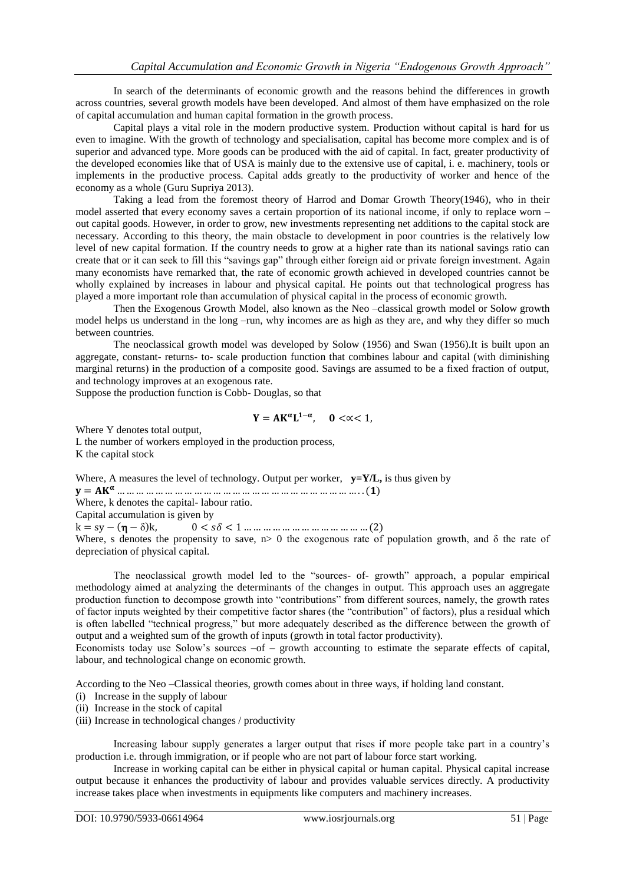In search of the determinants of economic growth and the reasons behind the differences in growth across countries, several growth models have been developed. And almost of them have emphasized on the role of capital accumulation and human capital formation in the growth process.

Capital plays a vital role in the modern productive system. Production without capital is hard for us even to imagine. With the growth of technology and specialisation, capital has become more complex and is of superior and advanced type. More goods can be produced with the aid of capital. In fact, greater productivity of the developed economies like that of USA is mainly due to the extensive use of capital, i. e. machinery, tools or implements in the productive process. Capital adds greatly to the productivity of worker and hence of the economy as a whole (Guru Supriya 2013).

Taking a lead from the foremost theory of Harrod and Domar Growth Theory(1946), who in their model asserted that every economy saves a certain proportion of its national income, if only to replace worn –out capital goods. However, in order to grow, new investments representing net additions to the capital stock are necessary. According to this theory, the main obstacle to development in poor countries is the relatively low level of new capital formation. If the country needs to grow at a higher rate than its national savings ratio can create that or it can seek to fill this "savings gap" through either foreign aid or private foreign investment. Again many economists have remarked that, the rate of economic growth achieved in developed countries cannot be wholly explained by increases in labour and physical capital. He points out that technological progress has played a more important role than accumulation of physical capital in the process of economic growth.

Then the Exogenous Growth Model, also known as the Neo –classical growth model or Solow growth model helps us understand in the long –run, why incomes are as high as they are, and why they differ so much between countries.

The neoclassical growth model was developed by Solow (1956) and Swan (1956).It is built upon an aggregate, constant- returns- to- scale production function that combines labour and capital (with diminishing marginal returns) in the production of a composite good. Savings are assumed to be a fixed fraction of output, and technology improves at an exogenous rate.

Suppose the production function is Cobb- Douglas, so that

$$\mathbf{Y = AK^{\alpha}L^{1-\alpha}}, \quad \mathbf{0} < \alpha < 1,$$

Where Y denotes total output,
L the number of workers employed in the production process,
K the capital stock

Where, A measures the level of technology. Output per worker, **y=Y/L,** is thus given by

$$\mathbf{y = Ak^{\alpha}} \quad \ldots\ldots\ldots\ldots\ldots\ldots\ldots\ldots\ldots\ldots\ldots\ldots\ldots\ldots\ldots\ldots\ldots\ldots\ldots\ldots\ldots\ldots\ldots\ldots\ldots\ldots (\mathbf{1})$$

Where, k denotes the capital- labour ratio.
Capital accumulation is given by

$$k = sy - (\boldsymbol{\eta} - \delta)k, \qquad 0 < s\delta < 1 \ldots\ldots\ldots\ldots\ldots\ldots\ldots\ldots\ldots\ldots\ldots\ldots (2)$$

Where, s denotes the propensity to save, n> 0 the exogenous rate of population growth, and δ the rate of depreciation of physical capital.

The neoclassical growth model led to the "sources- of- growth" approach, a popular empirical methodology aimed at analyzing the determinants of the changes in output. This approach uses an aggregate production function to decompose growth into "contributions" from different sources, namely, the growth rates of factor inputs weighted by their competitive factor shares (the "contribution" of factors), plus a residual which is often labelled "technical progress," but more adequately described as the difference between the growth of output and a weighted sum of the growth of inputs (growth in total factor productivity).

Economists today use Solow's sources –of – growth accounting to estimate the separate effects of capital, labour, and technological change on economic growth.

According to the Neo –Classical theories, growth comes about in three ways, if holding land constant.

(i) Increase in the supply of labour
(ii) Increase in the stock of capital
(iii) Increase in technological changes / productivity

Increasing labour supply generates a larger output that rises if more people take part in a country's production i.e. through immigration, or if people who are not part of labour force start working.

Increase in working capital can be either in physical capital or human capital. Physical capital increase output because it enhances the productivity of labour and provides valuable services directly. A productivity increase takes place when investments in equipments like computers and machinery increases.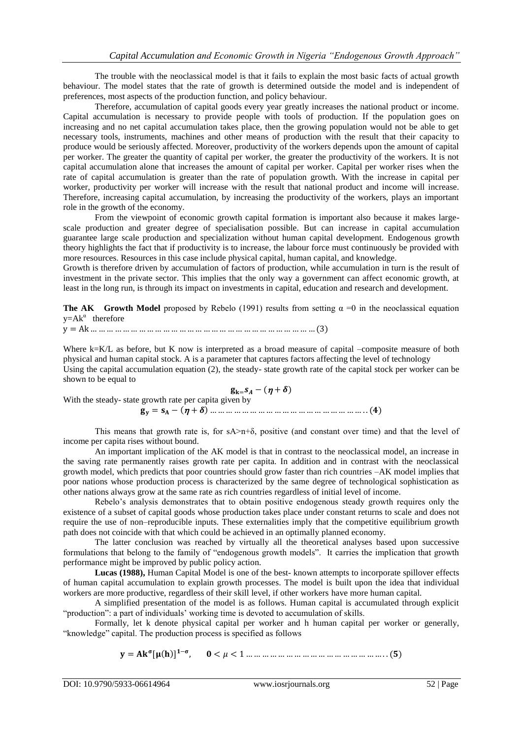The trouble with the neoclassical model is that it fails to explain the most basic facts of actual growth behaviour. The model states that the rate of growth is determined outside the model and is independent of preferences, most aspects of the production function, and policy behaviour.

Therefore, accumulation of capital goods every year greatly increases the national product or income. Capital accumulation is necessary to provide people with tools of production. If the population goes on increasing and no net capital accumulation takes place, then the growing population would not be able to get necessary tools, instruments, machines and other means of production with the result that their capacity to produce would be seriously affected. Moreover, productivity of the workers depends upon the amount of capital per worker. The greater the quantity of capital per worker, the greater the productivity of the workers. It is not capital accumulation alone that increases the amount of capital per worker. Capital per worker rises when the rate of capital accumulation is greater than the rate of population growth. With the increase in capital per worker, productivity per worker will increase with the result that national product and income will increase. Therefore, increasing capital accumulation, by increasing the productivity of the workers, plays an important role in the growth of the economy.

From the viewpoint of economic growth capital formation is important also because it makes large-scale production and greater degree of specialisation possible. But can increase in capital accumulation guarantee large scale production and specialization without human capital development. Endogenous growth theory highlights the fact that if productivity is to increase, the labour force must continuously be provided with more resources. Resources in this case include physical capital, human capital, and knowledge.

Growth is therefore driven by accumulation of factors of production, while accumulation in turn is the result of investment in the private sector. This implies that the only way a government can affect economic growth, at least in the long run, is through its impact on investments in capital, education and research and development.

**The AK Growth Model** proposed by Rebelo (1991) results from setting $\alpha = 0$ in the neoclassical equation $y = Ak^{\alpha}$ therefore

$$y = Ak \quad \ldots (3)$$

Where $k = K/L$ as before, but K now is interpreted as a broad measure of capital –composite measure of both physical and human capital stock. A is a parameter that captures factors affecting the level of technology

Using the capital accumulation equation (2), the steady- state growth rate of the capital stock per worker can be shown to be equal to

$$g_k = s_A - (\eta + \delta)$$

With the steady- state growth rate per capita given by

$$g_y = s_A - (\eta + \delta) \quad \ldots (4)$$

This means that growth rate is, for $sA > n + \delta$, positive (and constant over time) and that the level of income per capita rises without bound.

An important implication of the AK model is that in contrast to the neoclassical model, an increase in the saving rate permanently raises growth rate per capita. In addition and in contrast with the neoclassical growth model, which predicts that poor countries should grow faster than rich countries –AK model implies that poor nations whose production process is characterized by the same degree of technological sophistication as other nations always grow at the same rate as rich countries regardless of initial level of income.

Rebelo's analysis demonstrates that to obtain positive endogenous steady growth requires only the existence of a subset of capital goods whose production takes place under constant returns to scale and does not require the use of non–reproducible inputs. These externalities imply that the competitive equilibrium growth path does not coincide with that which could be achieved in an optimally planned economy.

The latter conclusion was reached by virtually all the theoretical analyses based upon successive formulations that belong to the family of "endogenous growth models". It carries the implication that growth performance might be improved by public policy action.

**Lucas (1988),** Human Capital Model is one of the best- known attempts to incorporate spillover effects of human capital accumulation to explain growth processes. The model is built upon the idea that individual workers are more productive, regardless of their skill level, if other workers have more human capital.

A simplified presentation of the model is as follows. Human capital is accumulated through explicit "production": a part of individuals' working time is devoted to accumulation of skills.

Formally, let k denote physical capital per worker and h human capital per worker or generally, "knowledge" capital. The production process is specified as follows

$$y = Ak^{\sigma}[\mu(h)]^{1-\sigma}, \qquad 0 < \mu < 1 \quad \ldots (5)$$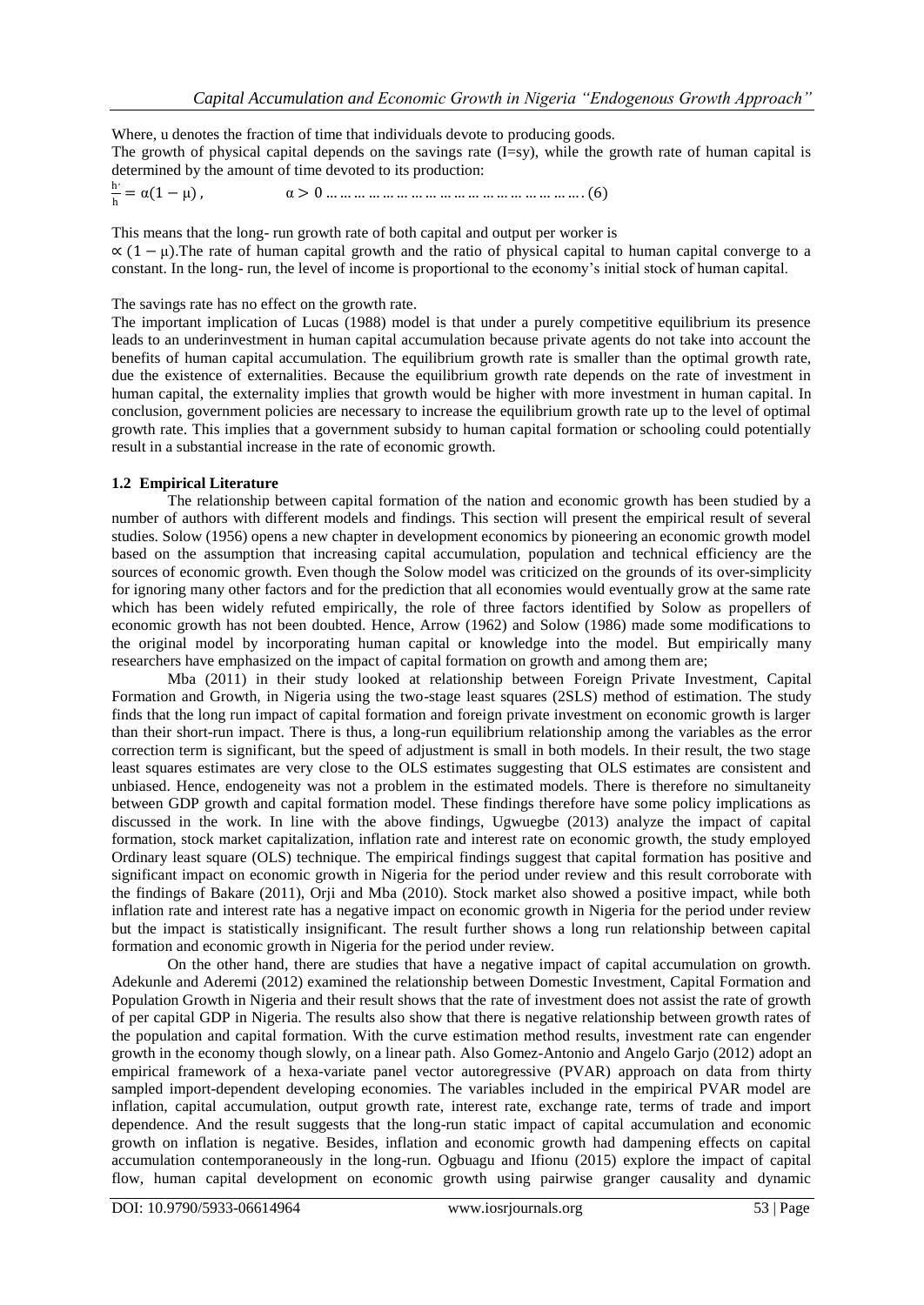Where, u denotes the fraction of time that individuals devote to producing goods.

The growth of physical capital depends on the savings rate (I=sy), while the growth rate of human capital is determined by the amount of time devoted to its production:

$$\frac{h'}{h} = \alpha(1 - \mu), \qquad \alpha > 0 \ldots\ldots\ldots\ldots\ldots\ldots\ldots\ldots\ldots\ldots\ldots\ldots\ldots\ldots\ldots. (6)$$

This means that the long- run growth rate of both capital and output per worker is $\propto (1 - \mu)$.The rate of human capital growth and the ratio of physical capital to human capital converge to a constant. In the long- run, the level of income is proportional to the economy's initial stock of human capital.

The savings rate has no effect on the growth rate.

The important implication of Lucas (1988) model is that under a purely competitive equilibrium its presence leads to an underinvestment in human capital accumulation because private agents do not take into account the benefits of human capital accumulation. The equilibrium growth rate is smaller than the optimal growth rate, due the existence of externalities. Because the equilibrium growth rate depends on the rate of investment in human capital, the externality implies that growth would be higher with more investment in human capital. In conclusion, government policies are necessary to increase the equilibrium growth rate up to the level of optimal growth rate. This implies that a government subsidy to human capital formation or schooling could potentially result in a substantial increase in the rate of economic growth.

### 1.2 Empirical Literature

The relationship between capital formation of the nation and economic growth has been studied by a number of authors with different models and findings. This section will present the empirical result of several studies. Solow (1956) opens a new chapter in development economics by pioneering an economic growth model based on the assumption that increasing capital accumulation, population and technical efficiency are the sources of economic growth. Even though the Solow model was criticized on the grounds of its over-simplicity for ignoring many other factors and for the prediction that all economies would eventually grow at the same rate which has been widely refuted empirically, the role of three factors identified by Solow as propellers of economic growth has not been doubted. Hence, Arrow (1962) and Solow (1986) made some modifications to the original model by incorporating human capital or knowledge into the model. But empirically many researchers have emphasized on the impact of capital formation on growth and among them are;

Mba (2011) in their study looked at relationship between Foreign Private Investment, Capital Formation and Growth, in Nigeria using the two-stage least squares (2SLS) method of estimation. The study finds that the long run impact of capital formation and foreign private investment on economic growth is larger than their short-run impact. There is thus, a long-run equilibrium relationship among the variables as the error correction term is significant, but the speed of adjustment is small in both models. In their result, the two stage least squares estimates are very close to the OLS estimates suggesting that OLS estimates are consistent and unbiased. Hence, endogeneity was not a problem in the estimated models. There is therefore no simultaneity between GDP growth and capital formation model. These findings therefore have some policy implications as discussed in the work. In line with the above findings, Ugwuegbe (2013) analyze the impact of capital formation, stock market capitalization, inflation rate and interest rate on economic growth, the study employed Ordinary least square (OLS) technique. The empirical findings suggest that capital formation has positive and significant impact on economic growth in Nigeria for the period under review and this result corroborate with the findings of Bakare (2011), Orji and Mba (2010). Stock market also showed a positive impact, while both inflation rate and interest rate has a negative impact on economic growth in Nigeria for the period under review but the impact is statistically insignificant. The result further shows a long run relationship between capital formation and economic growth in Nigeria for the period under review.

On the other hand, there are studies that have a negative impact of capital accumulation on growth. Adekunle and Aderemi (2012) examined the relationship between Domestic Investment, Capital Formation and Population Growth in Nigeria and their result shows that the rate of investment does not assist the rate of growth of per capital GDP in Nigeria. The results also show that there is negative relationship between growth rates of the population and capital formation. With the curve estimation method results, investment rate can engender growth in the economy though slowly, on a linear path. Also Gomez-Antonio and Angelo Garjo (2012) adopt an empirical framework of a hexa-variate panel vector autoregressive (PVAR) approach on data from thirty sampled import-dependent developing economies. The variables included in the empirical PVAR model are inflation, capital accumulation, output growth rate, interest rate, exchange rate, terms of trade and import dependence. And the result suggests that the long-run static impact of capital accumulation and economic growth on inflation is negative. Besides, inflation and economic growth had dampening effects on capital accumulation contemporaneously in the long-run. Ogbuagu and Ifionu (2015) explore the impact of capital flow, human capital development on economic growth using pairwise granger causality and dynamic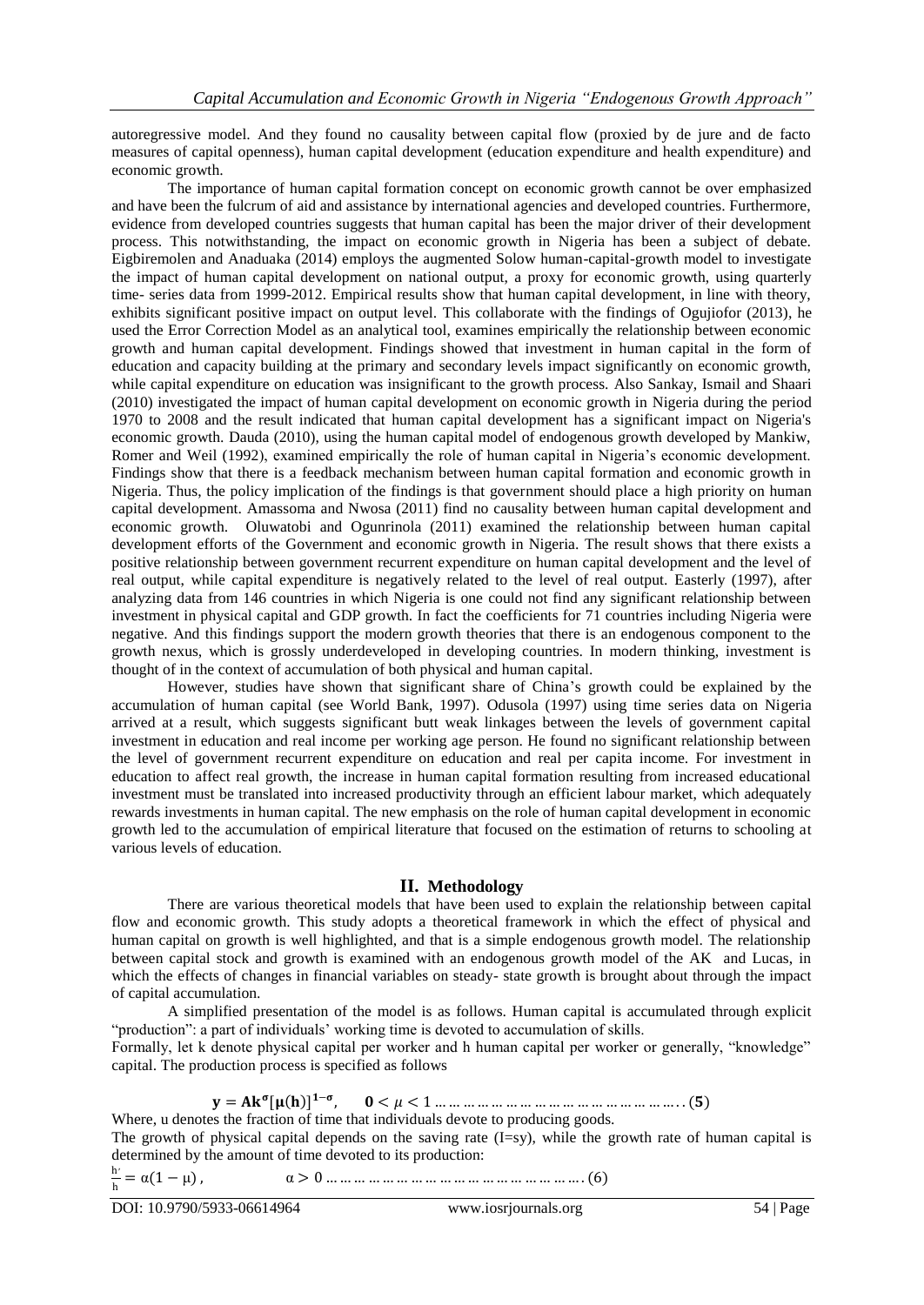autoregressive model. And they found no causality between capital flow (proxied by de jure and de facto measures of capital openness), human capital development (education expenditure and health expenditure) and economic growth.

The importance of human capital formation concept on economic growth cannot be over emphasized and have been the fulcrum of aid and assistance by international agencies and developed countries. Furthermore, evidence from developed countries suggests that human capital has been the major driver of their development process. This notwithstanding, the impact on economic growth in Nigeria has been a subject of debate. Eigbiremolen and Anaduaka (2014) employs the augmented Solow human-capital-growth model to investigate the impact of human capital development on national output, a proxy for economic growth, using quarterly time- series data from 1999-2012. Empirical results show that human capital development, in line with theory, exhibits significant positive impact on output level. This collaborate with the findings of Ogujiofor (2013), he used the Error Correction Model as an analytical tool, examines empirically the relationship between economic growth and human capital development. Findings showed that investment in human capital in the form of education and capacity building at the primary and secondary levels impact significantly on economic growth, while capital expenditure on education was insignificant to the growth process. Also Sankay, Ismail and Shaari (2010) investigated the impact of human capital development on economic growth in Nigeria during the period 1970 to 2008 and the result indicated that human capital development has a significant impact on Nigeria's economic growth. Dauda (2010), using the human capital model of endogenous growth developed by Mankiw, Romer and Weil (1992), examined empirically the role of human capital in Nigeria's economic development. Findings show that there is a feedback mechanism between human capital formation and economic growth in Nigeria. Thus, the policy implication of the findings is that government should place a high priority on human capital development. Amassoma and Nwosa (2011) find no causality between human capital development and economic growth. Oluwatobi and Ogunrinola (2011) examined the relationship between human capital development efforts of the Government and economic growth in Nigeria. The result shows that there exists a positive relationship between government recurrent expenditure on human capital development and the level of real output, while capital expenditure is negatively related to the level of real output. Easterly (1997), after analyzing data from 146 countries in which Nigeria is one could not find any significant relationship between investment in physical capital and GDP growth. In fact the coefficients for 71 countries including Nigeria were negative. And this findings support the modern growth theories that there is an endogenous component to the growth nexus, which is grossly underdeveloped in developing countries. In modern thinking, investment is thought of in the context of accumulation of both physical and human capital.

However, studies have shown that significant share of China's growth could be explained by the accumulation of human capital (see World Bank, 1997). Odusola (1997) using time series data on Nigeria arrived at a result, which suggests significant butt weak linkages between the levels of government capital investment in education and real income per working age person. He found no significant relationship between the level of government recurrent expenditure on education and real per capita income. For investment in education to affect real growth, the increase in human capital formation resulting from increased educational investment must be translated into increased productivity through an efficient labour market, which adequately rewards investments in human capital. The new emphasis on the role of human capital development in economic growth led to the accumulation of empirical literature that focused on the estimation of returns to schooling at various levels of education.

## II. Methodology

There are various theoretical models that have been used to explain the relationship between capital flow and economic growth. This study adopts a theoretical framework in which the effect of physical and human capital on growth is well highlighted, and that is a simple endogenous growth model. The relationship between capital stock and growth is examined with an endogenous growth model of the AK and Lucas, in which the effects of changes in financial variables on steady- state growth is brought about through the impact of capital accumulation.

A simplified presentation of the model is as follows. Human capital is accumulated through explicit "production": a part of individuals' working time is devoted to accumulation of skills.

Formally, let k denote physical capital per worker and h human capital per worker or generally, "knowledge" capital. The production process is specified as follows

$$\mathbf{y = Ak^{\sigma}[\mu(h)]^{1-\sigma}}, \quad \mathbf{0} < \mu < 1 \ldots\ldots\ldots\ldots\ldots\ldots\ldots\ldots\ldots\ldots\ldots\ldots\ldots\ldots(\mathbf{5})$$

Where, u denotes the fraction of time that individuals devote to producing goods.

The growth of physical capital depends on the saving rate (I=sy), while the growth rate of human capital is determined by the amount of time devoted to its production:

$$\frac{h'}{h} = \alpha(1-\mu), \qquad \alpha > 0 \ldots\ldots\ldots\ldots\ldots\ldots\ldots\ldots\ldots\ldots\ldots\ldots\ldots\ldots(6)$$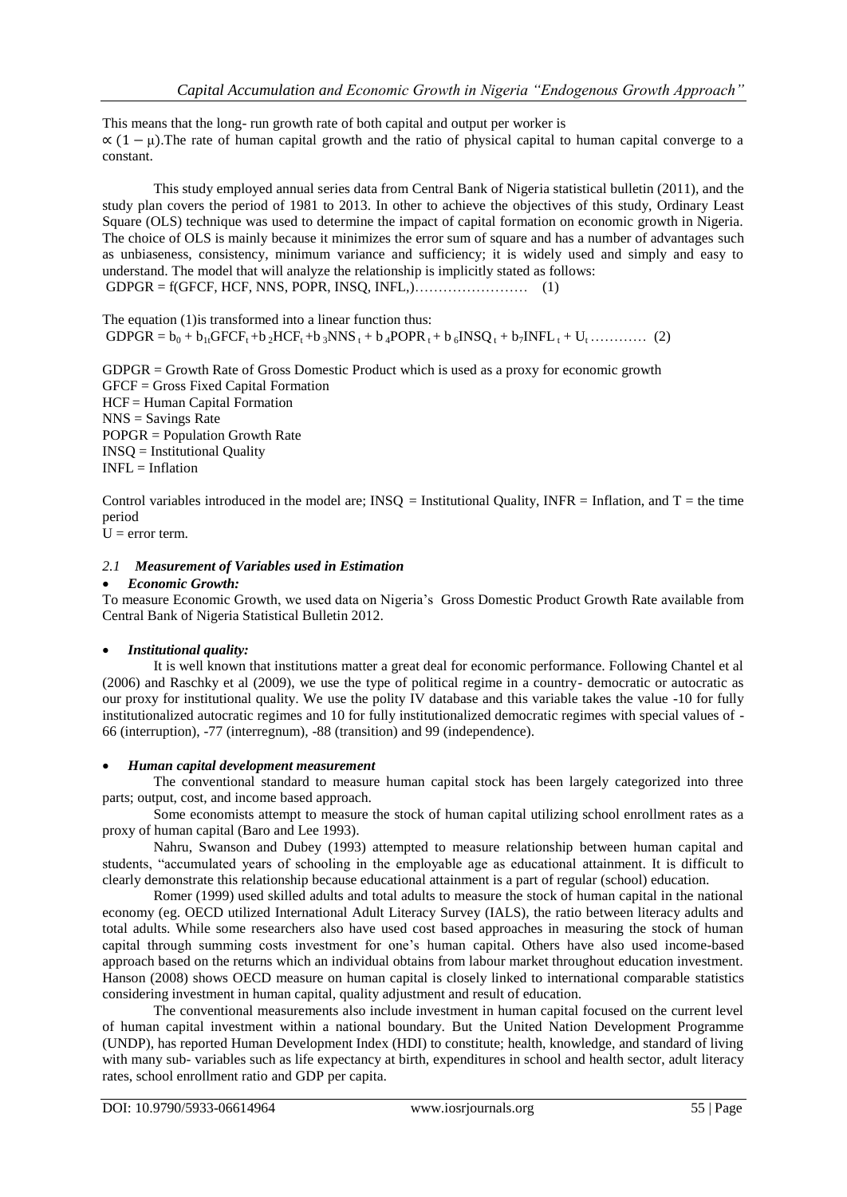This means that the long- run growth rate of both capital and output per worker is $\propto (1 - \mu)$.The rate of human capital growth and the ratio of physical capital to human capital converge to a constant.

This study employed annual series data from Central Bank of Nigeria statistical bulletin (2011), and the study plan covers the period of 1981 to 2013. In other to achieve the objectives of this study, Ordinary Least Square (OLS) technique was used to determine the impact of capital formation on economic growth in Nigeria. The choice of OLS is mainly because it minimizes the error sum of square and has a number of advantages such as unbiaseness, consistency, minimum variance and sufficiency; it is widely used and simply and easy to understand. The model that will analyze the relationship is implicitly stated as follows:

$$GDPGR = f(GFCF, HCF, NNS, POPR, INSQ, INFL,) \quad (1)$$

The equation (1)is transformed into a linear function thus:

$$GDPGR = b_0 + b_{1t}GFCF_t + b_2HCF_t + b_3NNS_t + b_4POPR_t + b_6INSQ_t + b_7INFL_t + U_t \quad (2)$$

GDPGR = Growth Rate of Gross Domestic Product which is used as a proxy for economic growth
GFCF = Gross Fixed Capital Formation
HCF = Human Capital Formation
NNS = Savings Rate
POPGR = Population Growth Rate
INSQ = Institutional Quality
INFL = Inflation

Control variables introduced in the model are; INSQ = Institutional Quality, INFR = Inflation, and T = the time period
U = error term.

### *2.1 Measurement of Variables used in Estimation*

- ***Economic Growth:***

To measure Economic Growth, we used data on Nigeria's Gross Domestic Product Growth Rate available from Central Bank of Nigeria Statistical Bulletin 2012.

- ***Institutional quality:***

It is well known that institutions matter a great deal for economic performance. Following Chantel et al (2006) and Raschky et al (2009), we use the type of political regime in a country- democratic or autocratic as our proxy for institutional quality. We use the polity IV database and this variable takes the value -10 for fully institutionalized autocratic regimes and 10 for fully institutionalized democratic regimes with special values of -66 (interruption), -77 (interregnum), -88 (transition) and 99 (independence).

- ***Human capital development measurement***

The conventional standard to measure human capital stock has been largely categorized into three parts; output, cost, and income based approach.

Some economists attempt to measure the stock of human capital utilizing school enrollment rates as a proxy of human capital (Baro and Lee 1993).

Nahru, Swanson and Dubey (1993) attempted to measure relationship between human capital and students, "accumulated years of schooling in the employable age as educational attainment. It is difficult to clearly demonstrate this relationship because educational attainment is a part of regular (school) education.

Romer (1999) used skilled adults and total adults to measure the stock of human capital in the national economy (eg. OECD utilized International Adult Literacy Survey (IALS), the ratio between literacy adults and total adults. While some researchers also have used cost based approaches in measuring the stock of human capital through summing costs investment for one's human capital. Others have also used income-based approach based on the returns which an individual obtains from labour market throughout education investment. Hanson (2008) shows OECD measure on human capital is closely linked to international comparable statistics considering investment in human capital, quality adjustment and result of education.

The conventional measurements also include investment in human capital focused on the current level of human capital investment within a national boundary. But the United Nation Development Programme (UNDP), has reported Human Development Index (HDI) to constitute; health, knowledge, and standard of living with many sub- variables such as life expectancy at birth, expenditures in school and health sector, adult literacy rates, school enrollment ratio and GDP per capita.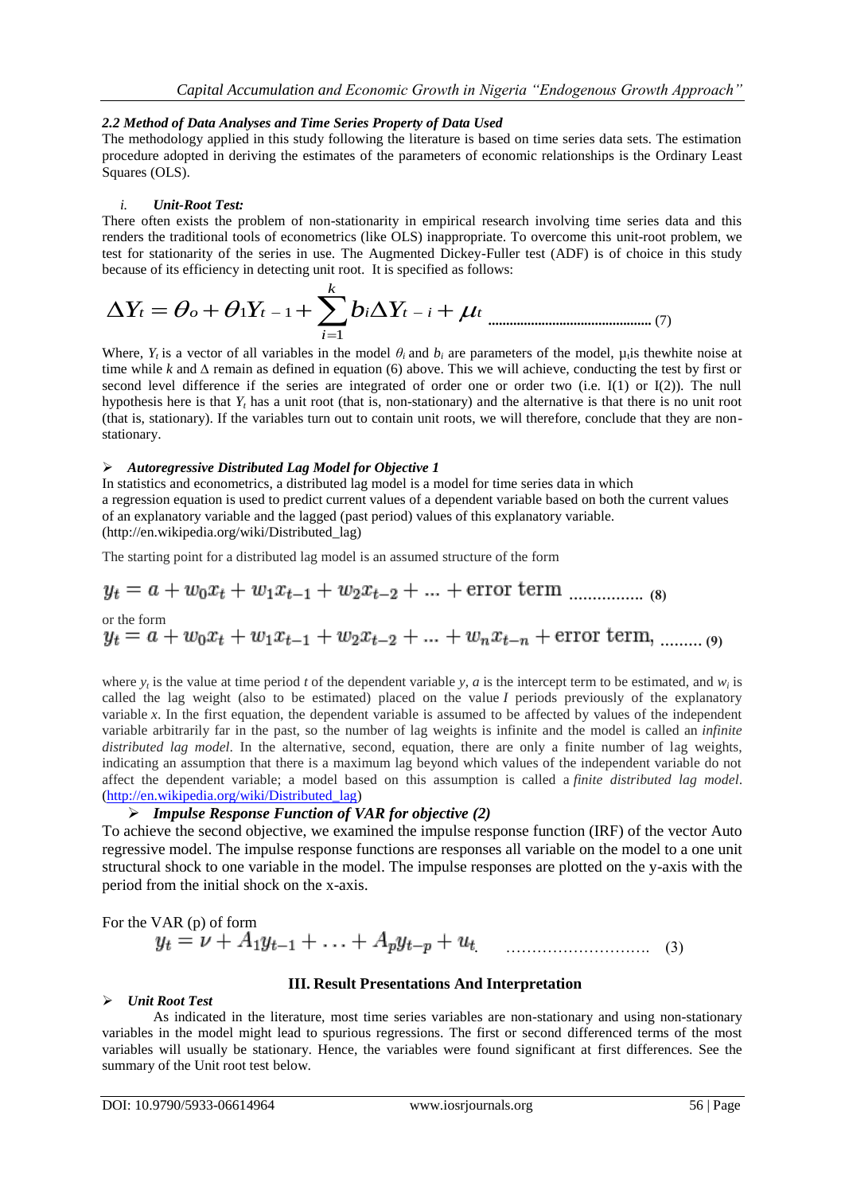### 2.2 Method of Data Analyses and Time Series Property of Data Used

The methodology applied in this study following the literature is based on time series data sets. The estimation procedure adopted in deriving the estimates of the parameters of economic relationships is the Ordinary Least Squares (OLS).

#### i. Unit-Root Test:

There often exists the problem of non-stationarity in empirical research involving time series data and this renders the traditional tools of econometrics (like OLS) inappropriate. To overcome this unit-root problem, we test for stationarity of the series in use. The Augmented Dickey-Fuller test (ADF) is of choice in this study because of its efficiency in detecting unit root. It is specified as follows:

$$\Delta Y_t = \theta_o + \theta_1 Y_{t-1} + \sum_{i=1}^{k} b_i \Delta Y_{t-i} + \mu_t \quad \ldots\ldots\ldots\ldots (7)$$

Where, $Y_t$ is a vector of all variables in the model $\theta_i$ and $b_i$ are parameters of the model, $\mu_t$is thewhite noise at time while $k$ and $\Delta$ remain as defined in equation (6) above. This we will achieve, conducting the test by first or second level difference if the series are integrated of order one or order two (i.e. I(1) or I(2)). The null hypothesis here is that $Y_t$ has a unit root (that is, non-stationary) and the alternative is that there is no unit root (that is, stationary). If the variables turn out to contain unit roots, we will therefore, conclude that they are non-stationary.

- ***Autoregressive Distributed Lag Model for Objective 1***

In statistics and econometrics, a distributed lag model is a model for time series data in which a regression equation is used to predict current values of a dependent variable based on both the current values of an explanatory variable and the lagged (past period) values of this explanatory variable. (http://en.wikipedia.org/wiki/Distributed_lag)

The starting point for a distributed lag model is an assumed structure of the form

$$y_t = a + w_0 x_t + w_1 x_{t-1} + w_2 x_{t-2} + \ldots + \text{error term} \quad \ldots\ldots\ldots\ldots (8)$$

or the form

$$y_t = a + w_0 x_t + w_1 x_{t-1} + w_2 x_{t-2} + \ldots + w_n x_{t-n} + \text{error term}, \quad \ldots\ldots\ldots (9)$$

where $y_t$ is the value at time period $t$ of the dependent variable $y$, $a$ is the intercept term to be estimated, and $w_i$ is called the lag weight (also to be estimated) placed on the value $I$ periods previously of the explanatory variable $x$. In the first equation, the dependent variable is assumed to be affected by values of the independent variable arbitrarily far in the past, so the number of lag weights is infinite and the model is called an *infinite distributed lag model*. In the alternative, second, equation, there are only a finite number of lag weights, indicating an assumption that there is a maximum lag beyond which values of the independent variable do not affect the dependent variable; a model based on this assumption is called a *finite distributed lag model*. (http://en.wikipedia.org/wiki/Distributed_lag)

- ***Impulse Response Function of VAR for objective (2)***

To achieve the second objective, we examined the impulse response function (IRF) of the vector Auto regressive model. The impulse response functions are responses all variable on the model to a one unit structural shock to one variable in the model. The impulse responses are plotted on the y-axis with the period from the initial shock on the x-axis.

For the VAR (p) of form

$$y_t = \nu + A_1 y_{t-1} + \ldots + A_p y_{t-p} + u_t \quad \ldots\ldots\ldots\ldots\ldots\ldots\ldots\ldots\ldots (3)$$

## III. Result Presentations And Interpretation

- ***Unit Root Test***

As indicated in the literature, most time series variables are non-stationary and using non-stationary variables in the model might lead to spurious regressions. The first or second differenced terms of the most variables will usually be stationary. Hence, the variables were found significant at first differences. See the summary of the Unit root test below.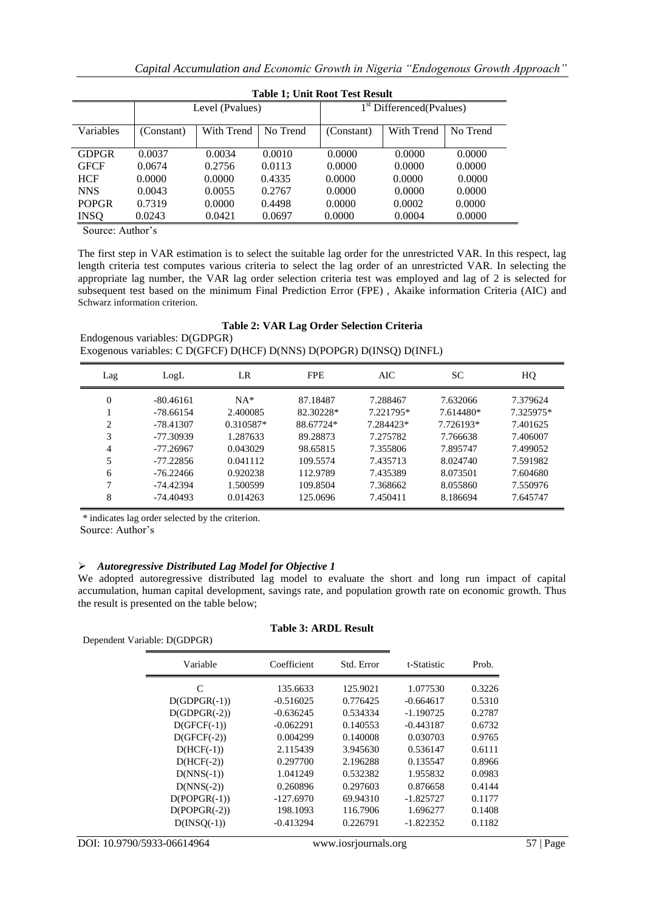**Table 1; Unit Root Test Result**

| Variables | Level (Pvalues) | | | 1st Differenced(Pvalues) | | |
|---|---|---|---|---|---|---|
| | (Constant) | With Trend | No Trend | (Constant) | With Trend | No Trend |
| GDPGR | 0.0037 | 0.0034 | 0.0010 | 0.0000 | 0.0000 | 0.0000 |
| GFCF | 0.0674 | 0.2756 | 0.0113 | 0.0000 | 0.0000 | 0.0000 |
| HCF | 0.0000 | 0.0000 | 0.4335 | 0.0000 | 0.0000 | 0.0000 |
| NNS | 0.0043 | 0.0055 | 0.2767 | 0.0000 | 0.0000 | 0.0000 |
| POPGR | 0.7319 | 0.0000 | 0.4498 | 0.0000 | 0.0002 | 0.0000 |
| INSQ | 0.0243 | 0.0421 | 0.0697 | 0.0000 | 0.0004 | 0.0000 |

Source: Author's

The first step in VAR estimation is to select the suitable lag order for the unrestricted VAR. In this respect, lag length criteria test computes various criteria to select the lag order of an unrestricted VAR. In selecting the appropriate lag number, the VAR lag order selection criteria test was employed and lag of 2 is selected for subsequent test based on the minimum Final Prediction Error (FPE) , Akaike information Criteria (AIC) and Schwarz information criterion.

**Table 2: VAR Lag Order Selection Criteria**

Endogenous variables: D(GDPGR)
Exogenous variables: C D(GFCF) D(HCF) D(NNS) D(POPGR) D(INSQ) D(INFL)

| Lag | LogL | LR | FPE | AIC | SC | HQ |
|---|---|---|---|---|---|---|
| 0 | -80.46161 | NA* | 87.18487 | 7.288467 | 7.632066 | 7.379624 |
| 1 | -78.66154 | 2.400085 | 82.30228* | 7.221795* | 7.614480* | 7.325975* |
| 2 | -78.41307 | 0.310587* | 88.67724* | 7.284423* | 7.726193* | 7.401625 |
| 3 | -77.30939 | 1.287633 | 89.28873 | 7.275782 | 7.766638 | 7.406007 |
| 4 | -77.26967 | 0.043029 | 98.65815 | 7.355806 | 7.895747 | 7.499052 |
| 5 | -77.22856 | 0.041112 | 109.5574 | 7.435713 | 8.024740 | 7.591982 |
| 6 | -76.22466 | 0.920238 | 112.9789 | 7.435389 | 8.073501 | 7.604680 |
| 7 | -74.42394 | 1.500599 | 109.8504 | 7.368662 | 8.055860 | 7.550976 |
| 8 | -74.40493 | 0.014263 | 125.0696 | 7.450411 | 8.186694 | 7.645747 |

\* indicates lag order selected by the criterion.
Source: Author's

- ***Autoregressive Distributed Lag Model for Objective 1***

We adopted autoregressive distributed lag model to evaluate the short and long run impact of capital accumulation, human capital development, savings rate, and population growth rate on economic growth. Thus the result is presented on the table below;

**Table 3: ARDL Result**

Dependent Variable: D(GDPGR)

| Variable | Coefficient | Std. Error | t-Statistic | Prob. |
|---|---|---|---|---|
| C | 135.6633 | 125.9021 | 1.077530 | 0.3226 |
| D(GDPGR(-1)) | -0.516025 | 0.776425 | -0.664617 | 0.5310 |
| D(GDPGR(-2)) | -0.636245 | 0.534334 | -1.190725 | 0.2787 |
| D(GFCF(-1)) | -0.062291 | 0.140553 | -0.443187 | 0.6732 |
| D(GFCF(-2)) | 0.004299 | 0.140008 | 0.030703 | 0.9765 |
| D(HCF(-1)) | 2.115439 | 3.945630 | 0.536147 | 0.6111 |
| D(HCF(-2)) | 0.297700 | 2.196288 | 0.135547 | 0.8966 |
| D(NNS(-1)) | 1.041249 | 0.532382 | 1.955832 | 0.0983 |
| D(NNS(-2)) | 0.260896 | 0.297603 | 0.876658 | 0.4144 |
| D(POPGR(-1)) | -127.6970 | 69.94310 | -1.825727 | 0.1177 |
| D(POPGR(-2)) | 198.1093 | 116.7906 | 1.696277 | 0.1408 |
| D(INSQ(-1)) | -0.413294 | 0.226791 | -1.822352 | 0.1182 |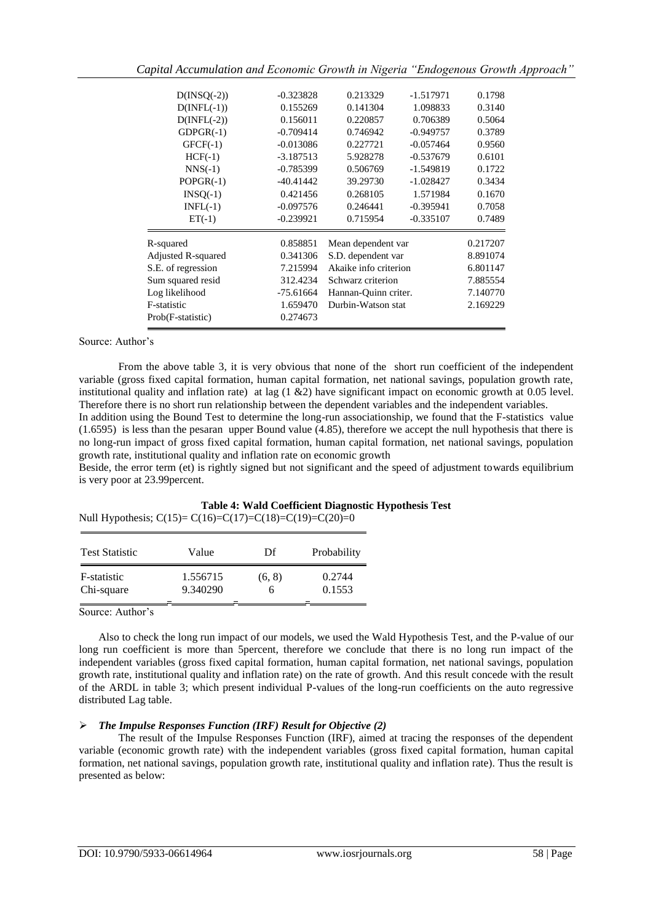| | | | | |
|---|---|---|---|---|
| D(INSQ(-2)) | -0.323828 | 0.213329 | -1.517971 | 0.1798 |
| D(INFL(-1)) | 0.155269 | 0.141304 | 1.098833 | 0.3140 |
| D(INFL(-2)) | 0.156011 | 0.220857 | 0.706389 | 0.5064 |
| GDPGR(-1) | -0.709414 | 0.746942 | -0.949757 | 0.3789 |
| GFCF(-1) | -0.013086 | 0.227721 | -0.057464 | 0.9560 |
| HCF(-1) | -3.187513 | 5.928278 | -0.537679 | 0.6101 |
| NNS(-1) | -0.785399 | 0.506769 | -1.549819 | 0.1722 |
| POPGR(-1) | -40.41442 | 39.29730 | -1.028427 | 0.3434 |
| INSQ(-1) | 0.421456 | 0.268105 | 1.571984 | 0.1670 |
| INFL(-1) | -0.097576 | 0.246441 | -0.395941 | 0.7058 |
| ET(-1) | -0.239921 | 0.715954 | -0.335107 | 0.7489 |
| R-squared | 0.858851 | Mean dependent var | | 0.217207 |
| Adjusted R-squared | 0.341306 | S.D. dependent var | | 8.891074 |
| S.E. of regression | 7.215994 | Akaike info criterion | | 6.801147 |
| Sum squared resid | 312.4234 | Schwarz criterion | | 7.885554 |
| Log likelihood | -75.61664 | Hannan-Quinn criter. | | 7.140770 |
| F-statistic | 1.659470 | Durbin-Watson stat | | 2.169229 |
| Prob(F-statistic) | 0.274673 | | | |

Source: Author's

From the above table 3, it is very obvious that none of the short run coefficient of the independent variable (gross fixed capital formation, human capital formation, net national savings, population growth rate, institutional quality and inflation rate) at lag (1 &2) have significant impact on economic growth at 0.05 level. Therefore there is no short run relationship between the dependent variables and the independent variables.

In addition using the Bound Test to determine the long-run associationship, we found that the F-statistics value (1.6595) is less than the pesaran upper Bound value (4.85), therefore we accept the null hypothesis that there is no long-run impact of gross fixed capital formation, human capital formation, net national savings, population growth rate, institutional quality and inflation rate on economic growth

Beside, the error term (et) is rightly signed but not significant and the speed of adjustment towards equilibrium is very poor at 23.99percent.

**Table 4: Wald Coefficient Diagnostic Hypothesis Test**

Null Hypothesis; C(15)= C(16)=C(17)=C(18)=C(19)=C(20)=0

| Test Statistic | Value | Df | Probability |
|---|---|---|---|
| F-statistic | 1.556715 | (6, 8) | 0.2744 |
| Chi-square | 9.340290 | 6 | 0.1553 |

Source: Author's

Also to check the long run impact of our models, we used the Wald Hypothesis Test, and the P-value of our long run coefficient is more than 5percent, therefore we conclude that there is no long run impact of the independent variables (gross fixed capital formation, human capital formation, net national savings, population growth rate, institutional quality and inflation rate) on the rate of growth. And this result concede with the result of the ARDL in table 3; which present individual P-values of the long-run coefficients on the auto regressive distributed Lag table.

- ***The Impulse Responses Function (IRF) Result for Objective (2)***

The result of the Impulse Responses Function (IRF), aimed at tracing the responses of the dependent variable (economic growth rate) with the independent variables (gross fixed capital formation, human capital formation, net national savings, population growth rate, institutional quality and inflation rate). Thus the result is presented as below: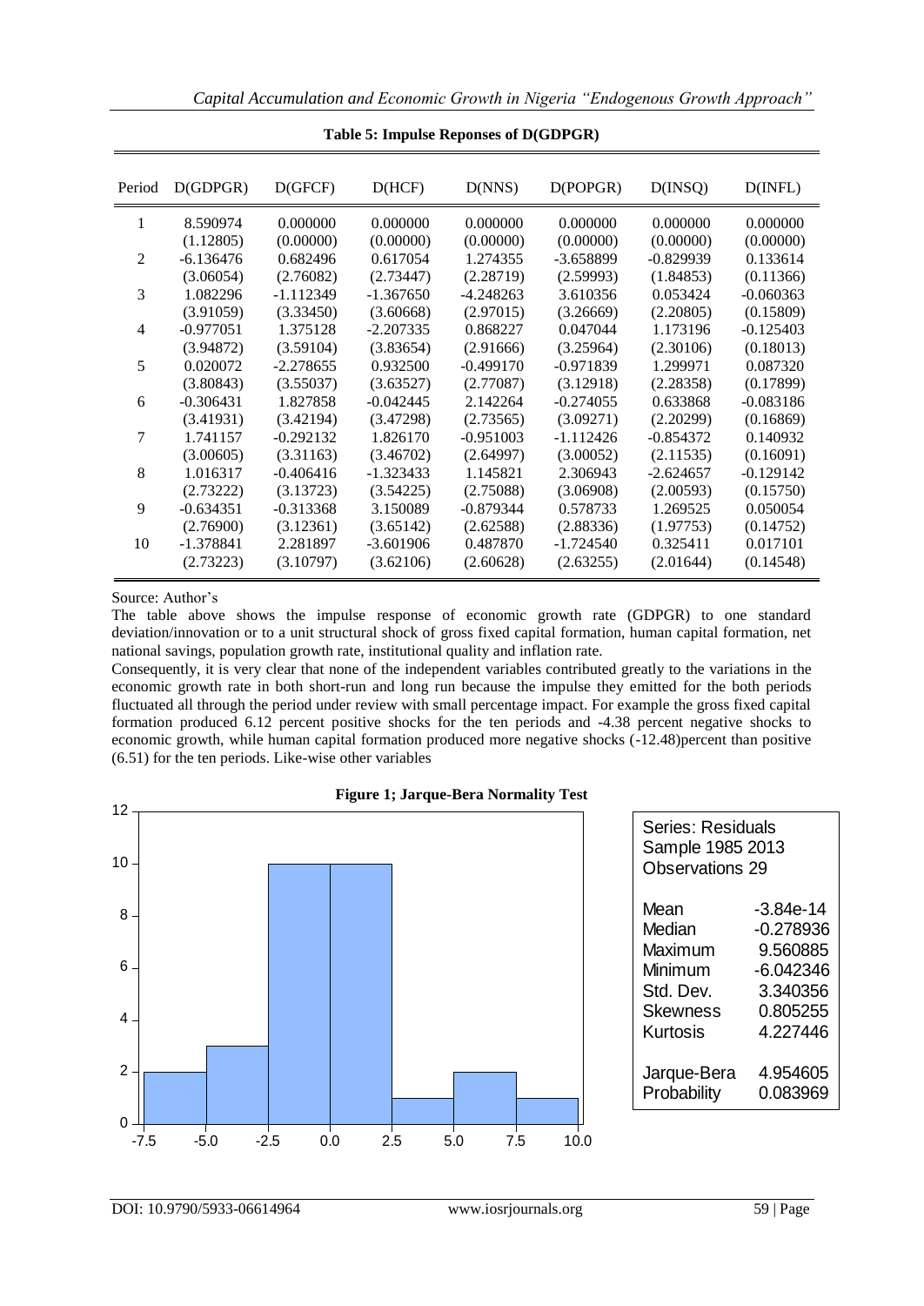**Table 5: Impulse Reponses of D(GDPGR)**

| Period | D(GDPGR) | D(GFCF) | D(HCF) | D(NNS) | D(POPGR) | D(INSQ) | D(INFL) |
|---|---|---|---|---|---|---|---|
| 1 | 8.590974 | 0.000000 | 0.000000 | 0.000000 | 0.000000 | 0.000000 | 0.000000 |
| | (1.12805) | (0.00000) | (0.00000) | (0.00000) | (0.00000) | (0.00000) | (0.00000) |
| 2 | -6.136476 | 0.682496 | 0.617054 | 1.274355 | -3.658899 | -0.829939 | 0.133614 |
| | (3.06054) | (2.76082) | (2.73447) | (2.28719) | (2.59993) | (1.84853) | (0.11366) |
| 3 | 1.082296 | -1.112349 | -1.367650 | -4.248263 | 3.610356 | 0.053424 | -0.060363 |
| | (3.91059) | (3.33450) | (3.60668) | (2.97015) | (3.26669) | (2.20805) | (0.15809) |
| 4 | -0.977051 | 1.375128 | -2.207335 | 0.868227 | 0.047044 | 1.173196 | -0.125403 |
| | (3.94872) | (3.59104) | (3.83654) | (2.91666) | (3.25964) | (2.30106) | (0.18013) |
| 5 | 0.020072 | -2.278655 | 0.932500 | -0.499170 | -0.971839 | 1.299971 | 0.087320 |
| | (3.80843) | (3.55037) | (3.63527) | (2.77087) | (3.12918) | (2.28358) | (0.17899) |
| 6 | -0.306431 | 1.827858 | -0.042445 | 2.142264 | -0.274055 | 0.633868 | -0.083186 |
| | (3.41931) | (3.42194) | (3.47298) | (2.73565) | (3.09271) | (2.20299) | (0.16869) |
| 7 | 1.741157 | -0.292132 | 1.826170 | -0.951003 | -1.112426 | -0.854372 | 0.140932 |
| | (3.00605) | (3.31163) | (3.46702) | (2.64997) | (3.00052) | (2.11535) | (0.16091) |
| 8 | 1.016317 | -0.406416 | -1.323433 | 1.145821 | 2.306943 | -2.624657 | -0.129142 |
| | (2.73222) | (3.13723) | (3.54225) | (2.75088) | (3.06908) | (2.00593) | (0.15750) |
| 9 | -0.634351 | -0.313368 | 3.150089 | -0.879344 | 0.578733 | 1.269525 | 0.050054 |
| | (2.76900) | (3.12361) | (3.65142) | (2.62588) | (2.88336) | (1.97753) | (0.14752) |
| 10 | -1.378841 | 2.281897 | -3.601906 | 0.487870 | -1.724540 | 0.325411 | 0.017101 |
| | (2.73223) | (3.10797) | (3.62106) | (2.60628) | (2.63255) | (2.01644) | (0.14548) |

Source: Author's

The table above shows the impulse response of economic growth rate (GDPGR) to one standard deviation/innovation or to a unit structural shock of gross fixed capital formation, human capital formation, net national savings, population growth rate, institutional quality and inflation rate.

Consequently, it is very clear that none of the independent variables contributed greatly to the variations in the economic growth rate in both short-run and long run because the impulse they emitted for the both periods fluctuated all through the period under review with small percentage impact. For example the gross fixed capital formation produced 6.12 percent positive shocks for the ten periods and -4.38 percent negative shocks to economic growth, while human capital formation produced more negative shocks (-12.48)percent than positive (6.51) for the ten periods. Like-wise other variables

**Figure 1; Jarque-Bera Normality Test**

| Series: Residuals | |
|---|---|
| Sample 1985 2013 | |
| Observations 29 | |
| Mean | -3.84e-14 |
| Median | -0.278936 |
| Maximum | 9.560885 |
| Minimum | -6.042346 |
| Std. Dev. | 3.340356 |
| Skewness | 0.805255 |
| Kurtosis | 4.227446 |
| Jarque-Bera | 4.954605 |
| Probability | 0.083969 |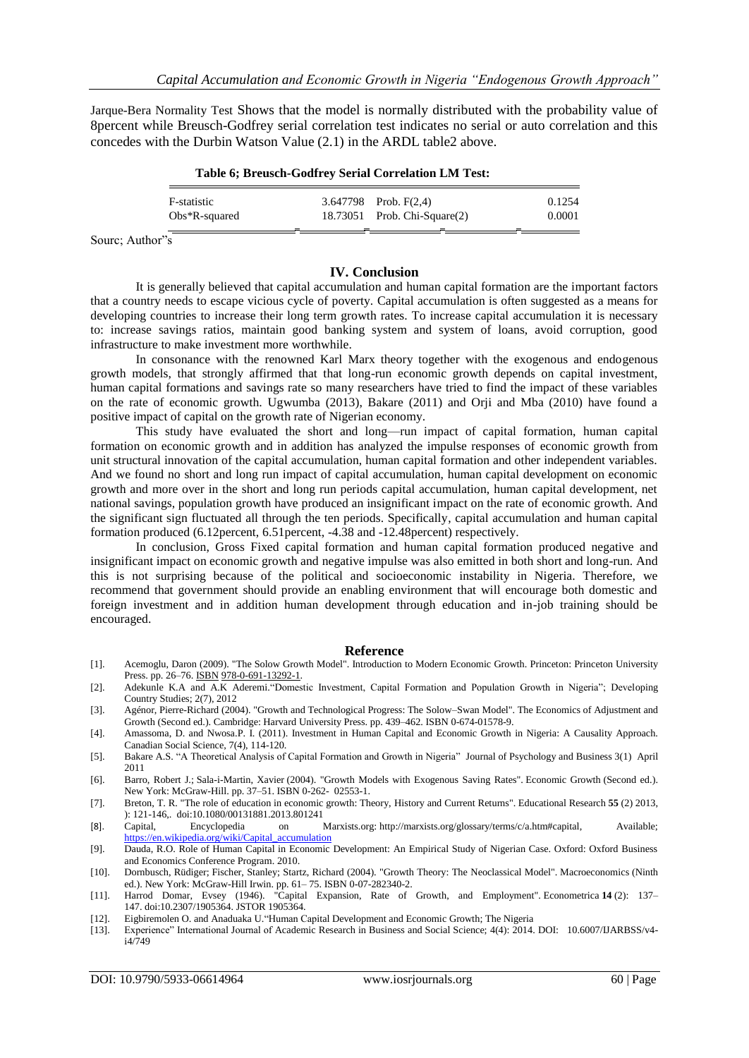Jarque-Bera Normality Test Shows that the model is normally distributed with the probability value of 8percent while Breusch-Godfrey serial correlation test indicates no serial or auto correlation and this concedes with the Durbin Watson Value (2.1) in the ARDL table2 above.

**Table 6; Breusch-Godfrey Serial Correlation LM Test:**

| | | | |
|---|---|---|---|
| F-statistic | 3.647798 | Prob. F(2,4) | 0.1254 |
| Obs*R-squared | 18.73051 | Prob. Chi-Square(2) | 0.0001 |

Sourc; Author"s

## IV. Conclusion

It is generally believed that capital accumulation and human capital formation are the important factors that a country needs to escape vicious cycle of poverty. Capital accumulation is often suggested as a means for developing countries to increase their long term growth rates. To increase capital accumulation it is necessary to: increase savings ratios, maintain good banking system and system of loans, avoid corruption, good infrastructure to make investment more worthwhile.

In consonance with the renowned Karl Marx theory together with the exogenous and endogenous growth models, that strongly affirmed that that long-run economic growth depends on capital investment, human capital formations and savings rate so many researchers have tried to find the impact of these variables on the rate of economic growth. Ugwumba (2013), Bakare (2011) and Orji and Mba (2010) have found a positive impact of capital on the growth rate of Nigerian economy.

This study have evaluated the short and long—run impact of capital formation, human capital formation on economic growth and in addition has analyzed the impulse responses of economic growth from unit structural innovation of the capital accumulation, human capital formation and other independent variables. And we found no short and long run impact of capital accumulation, human capital development on economic growth and more over in the short and long run periods capital accumulation, human capital development, net national savings, population growth have produced an insignificant impact on the rate of economic growth. And the significant sign fluctuated all through the ten periods. Specifically, capital accumulation and human capital formation produced (6.12percent, 6.51percent, -4.38 and -12.48percent) respectively.

In conclusion, Gross Fixed capital formation and human capital formation produced negative and insignificant impact on economic growth and negative impulse was also emitted in both short and long-run. And this is not surprising because of the political and socioeconomic instability in Nigeria. Therefore, we recommend that government should provide an enabling environment that will encourage both domestic and foreign investment and in addition human development through education and in-job training should be encouraged.

## Reference

[1]. Acemoglu, Daron (2009). "The Solow Growth Model". Introduction to Modern Economic Growth. Princeton: Princeton University Press. pp. 26–76. ISBN 978-0-691-13292-1.

[2]. Adekunle K.A and A.K Aderemi."Domestic Investment, Capital Formation and Population Growth in Nigeria"; Developing Country Studies; 2(7), 2012

[3]. Agénor, Pierre-Richard (2004). "Growth and Technological Progress: The Solow–Swan Model". The Economics of Adjustment and Growth (Second ed.). Cambridge: Harvard University Press. pp. 439–462. ISBN 0-674-01578-9.

[4]. Amassoma, D. and Nwosa.P. I. (2011). Investment in Human Capital and Economic Growth in Nigeria: A Causality Approach. Canadian Social Science, 7(4), 114-120.

[5]. Bakare A.S. "A Theoretical Analysis of Capital Formation and Growth in Nigeria" Journal of Psychology and Business 3(1) April 2011

[6]. Barro, Robert J.; Sala-i-Martin, Xavier (2004). "Growth Models with Exogenous Saving Rates". Economic Growth (Second ed.). New York: McGraw-Hill. pp. 37–51. ISBN 0-262- 02553-1.

[7]. Breton, T. R. "The role of education in economic growth: Theory, History and Current Returns". Educational Research **55** (2) 2013, ): 121-146,. doi:10.1080/00131881.2013.801241

[8]. Capital, Encyclopedia on Marxists.org: http://marxists.org/glossary/terms/c/a.htm#capital, Available; https://en.wikipedia.org/wiki/Capital_accumulation

[9]. Dauda, R.O. Role of Human Capital in Economic Development: An Empirical Study of Nigerian Case. Oxford: Oxford Business and Economics Conference Program. 2010.

[10]. Dornbusch, Rüdiger; Fischer, Stanley; Startz, Richard (2004). "Growth Theory: The Neoclassical Model". Macroeconomics (Ninth ed.). New York: McGraw-Hill Irwin. pp. 61– 75. ISBN 0-07-282340-2.

[11]. Harrod Domar, Evsey (1946). "Capital Expansion, Rate of Growth, and Employment". Econometrica **14** (2): 137–147. doi:10.2307/1905364. JSTOR 1905364.

[12]. Eigbiremolen O. and Anaduaka U."Human Capital Development and Economic Growth; The Nigeria

[13]. Experience" International Journal of Academic Research in Business and Social Science; 4(4): 2014. DOI: 10.6007/IJARBSS/v4-i4/749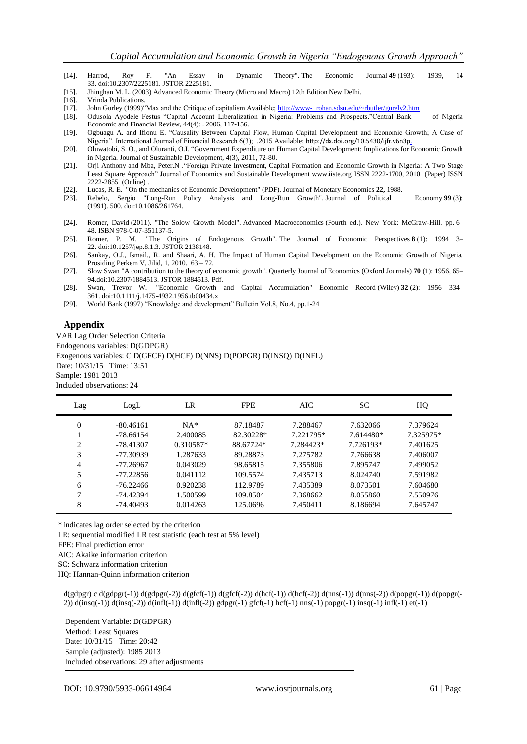[14]. Harrod, Roy F. "An Essay in Dynamic Theory". The Economic Journal **49** (193): 1939, 14 33. doi:10.2307/2225181. JSTOR 2225181.

[15]. Jhinghan M. L. (2003) Advanced Economic Theory (Micro and Macro) 12th Edition New Delhi.

[16]. Vrinda Publications.

[17]. John Gurley (1999)"Max and the Critique of capitalism Available; http://www- rohan.sdsu.edu/~rbutler/gurely2.htm

[18]. Odusola Ayodele Festus "Capital Account Liberalization in Nigeria: Problems and Prospects."Central Bank of Nigeria Economic and Financial Review, 44(4): . 2006, 117-156.

[19]. Ogbuagu A. and Ifionu E. "Causality Between Capital Flow, Human Capital Development and Economic Growth; A Case of Nigeria". International Journal of Financial Research 6(3); .2015 Available; http://dx.doi.org/10.5430/ijfr.v6n3p.

[20]. Oluwatobi, S. O., and Oluranti, O.I. "Government Expenditure on Human Capital Development: Implications for Economic Growth in Nigeria. Journal of Sustainable Development, 4(3), 2011, 72-80.

[21]. Orji Anthony and Mba, Peter.N ."Foreign Private Investment, Capital Formation and Economic Growth in Nigeria: A Two Stage Least Square Approach" Journal of Economics and Sustainable Development www.iiste.org ISSN 2222-1700, 2010 (Paper) ISSN 2222-2855 (Online) .

[22]. Lucas, R. E. "On the mechanics of Economic Development" (PDF). Journal of Monetary Economics **22,** 1988.

[23]. Rebelo, Sergio "Long-Run Policy Analysis and Long-Run Growth". Journal of Political Economy **99** (3): (1991). 500. doi:10.1086/261764.

[24]. Romer, David (2011). "The Solow Growth Model". Advanced Macroeconomics (Fourth ed.). New York: McGraw-Hill. pp. 6–48. ISBN 978-0-07-351137-5.

[25]. Romer, P. M. "The Origins of Endogenous Growth". The Journal of Economic Perspectives **8** (1): 1994 3–22. doi:10.1257/jep.8.1.3. JSTOR 2138148.

[26]. Sankay, O.J., Ismail., R. and Shaari, A. H. The Impact of Human Capital Development on the Economic Growth of Nigeria. Prosiding Perkem V, Jilid, 1, 2010. 63 – 72.

[27]. Slow Swan "A contribution to the theory of economic growth". Quarterly Journal of Economics (Oxford Journals) **70** (1): 1956, 65–94.doi:10.2307/1884513. JSTOR 1884513. Pdf.

[28]. Swan, Trevor W. "Economic Growth and Capital Accumulation" Economic Record (Wiley) **32** (2): 1956 334–361. doi:10.1111/j.1475-4932.1956.tb00434.x

[29]. World Bank (1997) "Knowledge and development" Bulletin Vol.8, No.4, pp.1-24

## Appendix

VAR Lag Order Selection Criteria
Endogenous variables: D(GDPGR)
Exogenous variables: C D(GFCF) D(HCF) D(NNS) D(POPGR) D(INSQ) D(INFL)
Date: 10/31/15 Time: 13:51
Sample: 1981 2013
Included observations: 24

| Lag | LogL | LR | FPE | AIC | SC | HQ |
|---|---|---|---|---|---|---|
| 0 | -80.46161 | NA* | 87.18487 | 7.288467 | 7.632066 | 7.379624 |
| 1 | -78.66154 | 2.400085 | 82.30228* | 7.221795* | 7.614480* | 7.325975* |
| 2 | -78.41307 | 0.310587* | 88.67724* | 7.284423* | 7.726193* | 7.401625 |
| 3 | -77.30939 | 1.287633 | 89.28873 | 7.275782 | 7.766638 | 7.406007 |
| 4 | -77.26967 | 0.043029 | 98.65815 | 7.355806 | 7.895747 | 7.499052 |
| 5 | -77.22856 | 0.041112 | 109.5574 | 7.435713 | 8.024740 | 7.591982 |
| 6 | -76.22466 | 0.920238 | 112.9789 | 7.435389 | 8.073501 | 7.604680 |
| 7 | -74.42394 | 1.500599 | 109.8504 | 7.368662 | 8.055860 | 7.550976 |
| 8 | -74.40493 | 0.014263 | 125.0696 | 7.450411 | 8.186694 | 7.645747 |

\* indicates lag order selected by the criterion
LR: sequential modified LR test statistic (each test at 5% level)
FPE: Final prediction error
AIC: Akaike information criterion
SC: Schwarz information criterion
HQ: Hannan-Quinn information criterion

d(gdpgr) c d(gdpgr(-1)) d(gdpgr(-2)) d(gfcf(-1)) d(gfcf(-2)) d(hcf(-1)) d(hcf(-2)) d(nns(-1)) d(nns(-2)) d(popgr(-1)) d(popgr(-2)) d(insq(-1)) d(insq(-2)) d(infl(-1)) d(infl(-2)) gdpgr(-1) gfcf(-1) hcf(-1) nns(-1) popgr(-1) insq(-1) infl(-1) et(-1)

Dependent Variable: D(GDPGR)
Method: Least Squares
Date: 10/31/15 Time: 20:42
Sample (adjusted): 1985 2013
Included observations: 29 after adjustments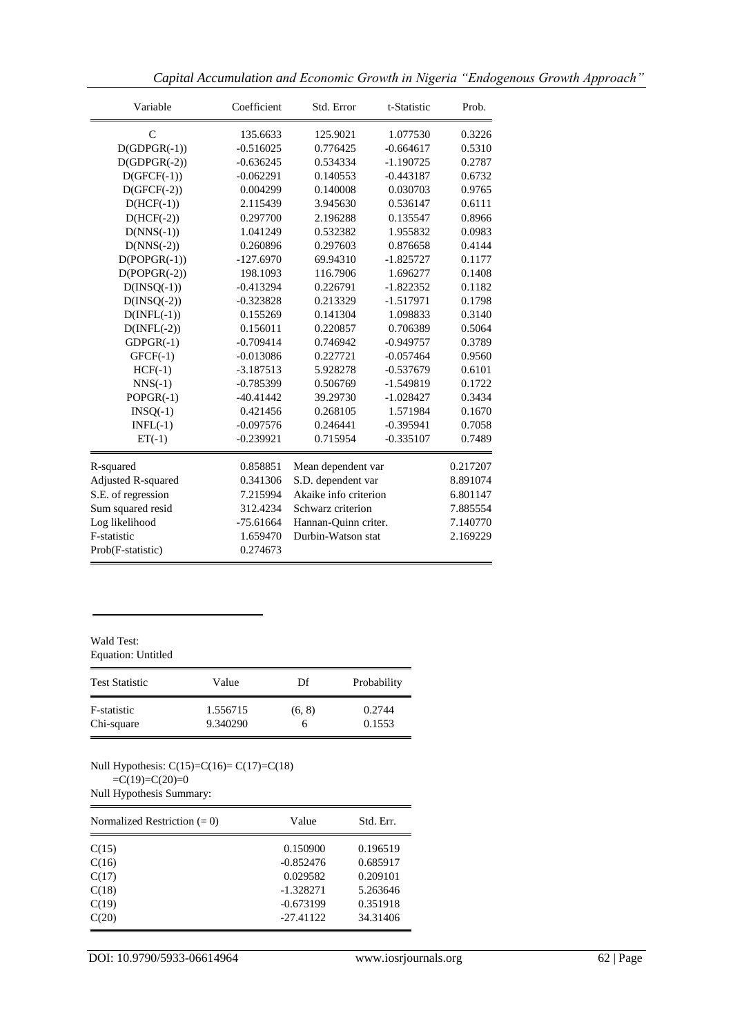| Variable | Coefficient | Std. Error | t-Statistic | Prob. |
|---|---|---|---|---|
| C | 135.6633 | 125.9021 | 1.077530 | 0.3226 |
| D(GDPGR(-1)) | -0.516025 | 0.776425 | -0.664617 | 0.5310 |
| D(GDPGR(-2)) | -0.636245 | 0.534334 | -1.190725 | 0.2787 |
| D(GFCF(-1)) | -0.062291 | 0.140553 | -0.443187 | 0.6732 |
| D(GFCF(-2)) | 0.004299 | 0.140008 | 0.030703 | 0.9765 |
| D(HCF(-1)) | 2.115439 | 3.945630 | 0.536147 | 0.6111 |
| D(HCF(-2)) | 0.297700 | 2.196288 | 0.135547 | 0.8966 |
| D(NNS(-1)) | 1.041249 | 0.532382 | 1.955832 | 0.0983 |
| D(NNS(-2)) | 0.260896 | 0.297603 | 0.876658 | 0.4144 |
| D(POPGR(-1)) | -127.6970 | 69.94310 | -1.825727 | 0.1177 |
| D(POPGR(-2)) | 198.1093 | 116.7906 | 1.696277 | 0.1408 |
| D(INSQ(-1)) | -0.413294 | 0.226791 | -1.822352 | 0.1182 |
| D(INSQ(-2)) | -0.323828 | 0.213329 | -1.517971 | 0.1798 |
| D(INFL(-1)) | 0.155269 | 0.141304 | 1.098833 | 0.3140 |
| D(INFL(-2)) | 0.156011 | 0.220857 | 0.706389 | 0.5064 |
| GDPGR(-1) | -0.709414 | 0.746942 | -0.949757 | 0.3789 |
| GFCF(-1) | -0.013086 | 0.227721 | -0.057464 | 0.9560 |
| HCF(-1) | -3.187513 | 5.928278 | -0.537679 | 0.6101 |
| NNS(-1) | -0.785399 | 0.506769 | -1.549819 | 0.1722 |
| POPGR(-1) | -40.41442 | 39.29730 | -1.028427 | 0.3434 |
| INSQ(-1) | 0.421456 | 0.268105 | 1.571984 | 0.1670 |
| INFL(-1) | -0.097576 | 0.246441 | -0.395941 | 0.7058 |
| ET(-1) | -0.239921 | 0.715954 | -0.335107 | 0.7489 |

| | | | |
|---|---|---|---|
| R-squared | 0.858851 | Mean dependent var | 0.217207 |
| Adjusted R-squared | 0.341306 | S.D. dependent var | 8.891074 |
| S.E. of regression | 7.215994 | Akaike info criterion | 6.801147 |
| Sum squared resid | 312.4234 | Schwarz criterion | 7.885554 |
| Log likelihood | -75.61664 | Hannan-Quinn criter. | 7.140770 |
| F-statistic | 1.659470 | Durbin-Watson stat | 2.169229 |
| Prob(F-statistic) | 0.274673 | | |

Wald Test:
Equation: Untitled

| Test Statistic | Value | Df | Probability |
|---|---|---|---|
| F-statistic | 1.556715 | (6, 8) | 0.2744 |
| Chi-square | 9.340290 | 6 | 0.1553 |

Null Hypothesis: C(15)=C(16)= C(17)=C(18)
=C(19)=C(20)=0
Null Hypothesis Summary:

| Normalized Restriction (= 0) | Value | Std. Err. |
|---|---|---|
| C(15) | 0.150900 | 0.196519 |
| C(16) | -0.852476 | 0.685917 |
| C(17) | 0.029582 | 0.209101 |
| C(18) | -1.328271 | 5.263646 |
| C(19) | -0.673199 | 0.351918 |
| C(20) | -27.41122 | 34.31406 |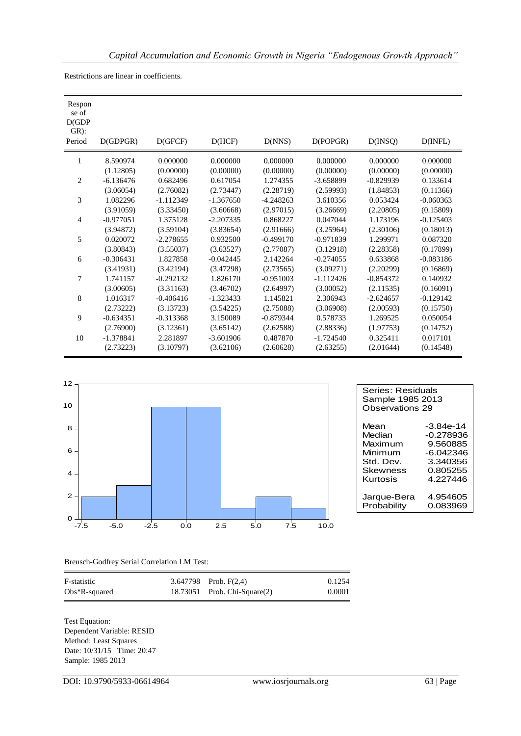Restrictions are linear in coefficients.

| Response of D(GDPGR): Period | D(GDPGR) | D(GFCF) | D(HCF) | D(NNS) | D(POPGR) | D(INSQ) | D(INFL) |
|---|---|---|---|---|---|---|---|
| 1 | 8.590974 | 0.000000 | 0.000000 | 0.000000 | 0.000000 | 0.000000 | 0.000000 |
| | (1.12805) | (0.00000) | (0.00000) | (0.00000) | (0.00000) | (0.00000) | (0.00000) |
| 2 | -6.136476 | 0.682496 | 0.617054 | 1.274355 | -3.658899 | -0.829939 | 0.133614 |
| | (3.06054) | (2.76082) | (2.73447) | (2.28719) | (2.59993) | (1.84853) | (0.11366) |
| 3 | 1.082296 | -1.112349 | -1.367650 | -4.248263 | 3.610356 | 0.053424 | -0.060363 |
| | (3.91059) | (3.33450) | (3.60668) | (2.97015) | (3.26669) | (2.20805) | (0.15809) |
| 4 | -0.977051 | 1.375128 | -2.207335 | 0.868227 | 0.047044 | 1.173196 | -0.125403 |
| | (3.94872) | (3.59104) | (3.83654) | (2.91666) | (3.25964) | (2.30106) | (0.18013) |
| 5 | 0.020072 | -2.278655 | 0.932500 | -0.499170 | -0.971839 | 1.299971 | 0.087320 |
| | (3.80843) | (3.55037) | (3.63527) | (2.77087) | (3.12918) | (2.28358) | (0.17899) |
| 6 | -0.306431 | 1.827858 | -0.042445 | 2.142264 | -0.274055 | 0.633868 | -0.083186 |
| | (3.41931) | (3.42194) | (3.47298) | (2.73565) | (3.09271) | (2.20299) | (0.16869) |
| 7 | 1.741157 | -0.292132 | 1.826170 | -0.951003 | -1.112426 | -0.854372 | 0.140932 |
| | (3.00605) | (3.31163) | (3.46702) | (2.64997) | (3.00052) | (2.11535) | (0.16091) |
| 8 | 1.016317 | -0.406416 | -1.323433 | 1.145821 | 2.306943 | -2.624657 | -0.129142 |
| | (2.73222) | (3.13723) | (3.54225) | (2.75088) | (3.06908) | (2.00593) | (0.15750) |
| 9 | -0.634351 | -0.313368 | 3.150089 | -0.879344 | 0.578733 | 1.269525 | 0.050054 |
| | (2.76900) | (3.12361) | (3.65142) | (2.62588) | (2.88336) | (1.97753) | (0.14752) |
| 10 | -1.378841 | 2.281897 | -3.601906 | 0.487870 | -1.724540 | 0.325411 | 0.017101 |
| | (2.73223) | (3.10797) | (3.62106) | (2.60628) | (2.63255) | (2.01644) | (0.14548) |

Series: Residuals
Sample 1985 2013
Observations 29

| | |
|---|---|
| Mean | -3.84e-14 |
| Median | -0.278936 |
| Maximum | 9.560885 |
| Minimum | -6.042346 |
| Std. Dev. | 3.340356 |
| Skewness | 0.805255 |
| Kurtosis | 4.227446 |
| Jarque-Bera | 4.954605 |
| Probability | 0.083969 |

Breusch-Godfrey Serial Correlation LM Test:

| | | | |
|---|---|---|---|
| F-statistic | 3.647798 | Prob. F(2,4) | 0.1254 |
| Obs*R-squared | 18.73051 | Prob. Chi-Square(2) | 0.0001 |

Test Equation:
Dependent Variable: RESID
Method: Least Squares
Date: 10/31/15 Time: 20:47
Sample: 1985 2013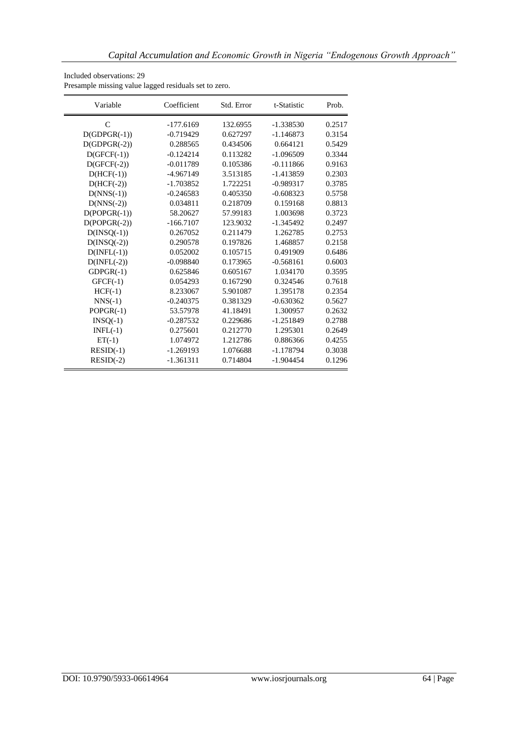Included observations: 29
Presample missing value lagged residuals set to zero.

| Variable | Coefficient | Std. Error | t-Statistic | Prob. |
|---|---|---|---|---|
| C | -177.6169 | 132.6955 | -1.338530 | 0.2517 |
| D(GDPGR(-1)) | -0.719429 | 0.627297 | -1.146873 | 0.3154 |
| D(GDPGR(-2)) | 0.288565 | 0.434506 | 0.664121 | 0.5429 |
| D(GFCF(-1)) | -0.124214 | 0.113282 | -1.096509 | 0.3344 |
| D(GFCF(-2)) | -0.011789 | 0.105386 | -0.111866 | 0.9163 |
| D(HCF(-1)) | -4.967149 | 3.513185 | -1.413859 | 0.2303 |
| D(HCF(-2)) | -1.703852 | 1.722251 | -0.989317 | 0.3785 |
| D(NNS(-1)) | -0.246583 | 0.405350 | -0.608323 | 0.5758 |
| D(NNS(-2)) | 0.034811 | 0.218709 | 0.159168 | 0.8813 |
| D(POPGR(-1)) | 58.20627 | 57.99183 | 1.003698 | 0.3723 |
| D(POPGR(-2)) | -166.7107 | 123.9032 | -1.345492 | 0.2497 |
| D(INSQ(-1)) | 0.267052 | 0.211479 | 1.262785 | 0.2753 |
| D(INSQ(-2)) | 0.290578 | 0.197826 | 1.468857 | 0.2158 |
| D(INFL(-1)) | 0.052002 | 0.105715 | 0.491909 | 0.6486 |
| D(INFL(-2)) | -0.098840 | 0.173965 | -0.568161 | 0.6003 |
| GDPGR(-1) | 0.625846 | 0.605167 | 1.034170 | 0.3595 |
| GFCF(-1) | 0.054293 | 0.167290 | 0.324546 | 0.7618 |
| HCF(-1) | 8.233067 | 5.901087 | 1.395178 | 0.2354 |
| NNS(-1) | -0.240375 | 0.381329 | -0.630362 | 0.5627 |
| POPGR(-1) | 53.57978 | 41.18491 | 1.300957 | 0.2632 |
| INSQ(-1) | -0.287532 | 0.229686 | -1.251849 | 0.2788 |
| INFL(-1) | 0.275601 | 0.212770 | 1.295301 | 0.2649 |
| ET(-1) | 1.074972 | 1.212786 | 0.886366 | 0.4255 |
| RESID(-1) | -1.269193 | 1.076688 | -1.178794 | 0.3038 |
| RESID(-2) | -1.361311 | 0.714804 | -1.904454 | 0.1296 |